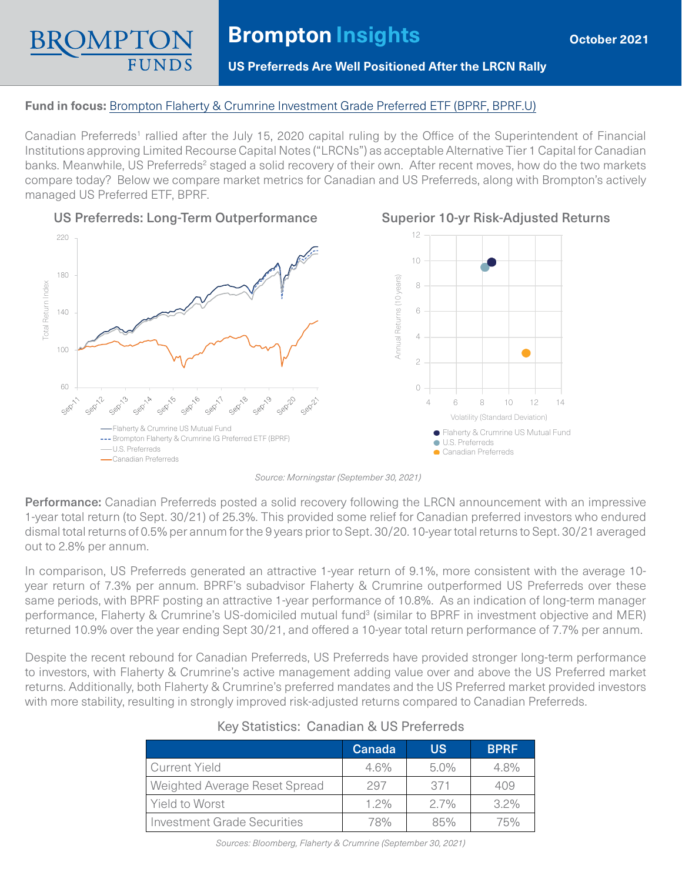# Brompton Insights

October 2021

## US Preferreds Are Well Positioned After the LRCN Rally

**Fund in focus:** Brompton Flaherty & Crumrine Investment Grade Preferred ETF (BPRF, BPRF.U)

Canadian Preferreds[1] rallied after the July 15, 2020 capital ruling by the Office of the Superintendent of Financial Institutions approving Limited Recourse Capital Notes ("LRCNs") as acceptable Alternative Tier 1 Capital for Canadian banks. Meanwhile, US Preferreds[2] staged a solid recovery of their own. After recent moves, how do the two markets compare today? Below we compare market metrics for Canadian and US Preferreds, along with Brompton's actively managed US Preferred ETF, BPRF.

### US Preferreds: Long-Term Outperformance

### Superior 10-yr Risk-Adjusted Returns

*Source: Morningstar (September 30, 2021)*

**Performance:** Canadian Preferreds posted a solid recovery following the LRCN announcement with an impressive 1-year total return (to Sept. 30/21) of 25.3%. This provided some relief for Canadian preferred investors who endured dismal total returns of 0.5% per annum for the 9 years prior to Sept. 30/20. 10-year total returns to Sept. 30/21 averaged out to 2.8% per annum.

In comparison, US Preferreds generated an attractive 1-year return of 9.1%, more consistent with the average 10-year return of 7.3% per annum. BPRF's subadvisor Flaherty & Crumrine outperformed US Preferreds over these same periods, with BPRF posting an attractive 1-year performance of 10.8%. As an indication of long-term manager performance, Flaherty & Crumrine's US-domiciled mutual fund[3] (similar to BPRF in investment objective and MER) returned 10.9% over the year ending Sept 30/21, and offered a 10-year total return performance of 7.7% per annum.

Despite the recent rebound for Canadian Preferreds, US Preferreds have provided stronger long-term performance to investors, with Flaherty & Crumrine's active management adding value over and above the US Preferred market returns. Additionally, both Flaherty & Crumrine's preferred mandates and the US Preferred market provided investors with more stability, resulting in strongly improved risk-adjusted returns compared to Canadian Preferreds.

Key Statistics: Canadian & US Preferreds

| | Canada | US | BPRF |
|---|---|---|---|
| Current Yield | 4.6% | 5.0% | 4.8% |
| Weighted Average Reset Spread | 297 | 371 | 409 |
| Yield to Worst | 1.2% | 2.7% | 3.2% |
| Investment Grade Securities | 78% | 85% | 75% |

*Sources: Bloomberg, Flaherty & Crumrine (September 30, 2021)*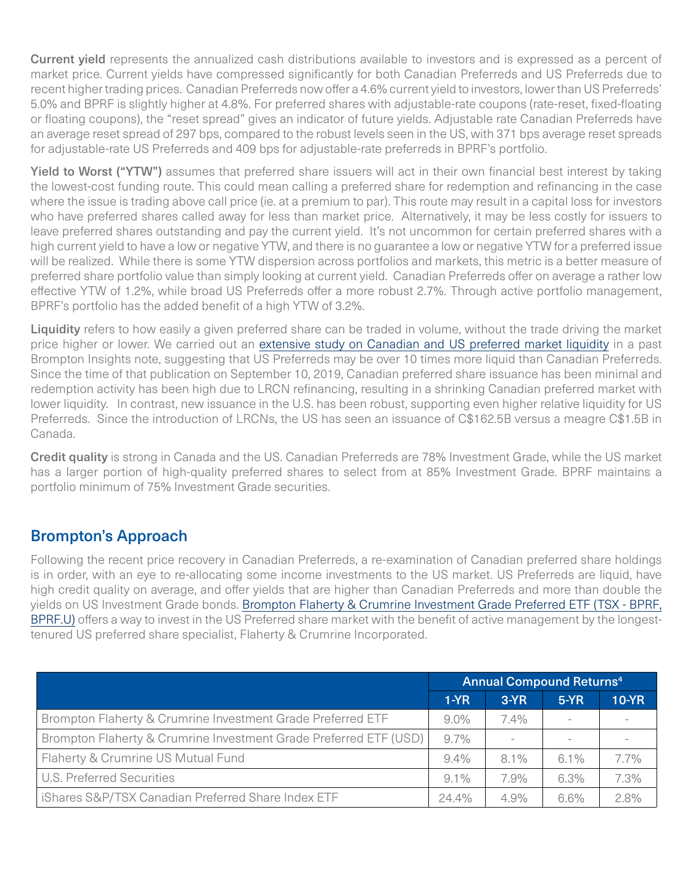**Current yield** represents the annualized cash distributions available to investors and is expressed as a percent of market price. Current yields have compressed significantly for both Canadian Preferreds and US Preferreds due to recent higher trading prices. Canadian Preferreds now offer a 4.6% current yield to investors, lower than US Preferreds' 5.0% and BPRF is slightly higher at 4.8%. For preferred shares with adjustable-rate coupons (rate-reset, fixed-floating or floating coupons), the "reset spread" gives an indicator of future yields. Adjustable rate Canadian Preferreds have an average reset spread of 297 bps, compared to the robust levels seen in the US, with 371 bps average reset spreads for adjustable-rate US Preferreds and 409 bps for adjustable-rate preferreds in BPRF's portfolio.

**Yield to Worst ("YTW")** assumes that preferred share issuers will act in their own financial best interest by taking the lowest-cost funding route. This could mean calling a preferred share for redemption and refinancing in the case where the issue is trading above call price (ie. at a premium to par). This route may result in a capital loss for investors who have preferred shares called away for less than market price. Alternatively, it may be less costly for issuers to leave preferred shares outstanding and pay the current yield. It's not uncommon for certain preferred shares with a high current yield to have a low or negative YTW, and there is no guarantee a low or negative YTW for a preferred issue will be realized. While there is some YTW dispersion across portfolios and markets, this metric is a better measure of preferred share portfolio value than simply looking at current yield. Canadian Preferreds offer on average a rather low effective YTW of 1.2%, while broad US Preferreds offer a more robust 2.7%. Through active portfolio management, BPRF's portfolio has the added benefit of a high YTW of 3.2%.

**Liquidity** refers to how easily a given preferred share can be traded in volume, without the trade driving the market price higher or lower. We carried out an extensive study on Canadian and US preferred market liquidity in a past Brompton Insights note, suggesting that US Preferreds may be over 10 times more liquid than Canadian Preferreds. Since the time of that publication on September 10, 2019, Canadian preferred share issuance has been minimal and redemption activity has been high due to LRCN refinancing, resulting in a shrinking Canadian preferred market with lower liquidity. In contrast, new issuance in the U.S. has been robust, supporting even higher relative liquidity for US Preferreds. Since the introduction of LRCNs, the US has seen an issuance of C$162.5B versus a meagre C$1.5B in Canada.

**Credit quality** is strong in Canada and the US. Canadian Preferreds are 78% Investment Grade, while the US market has a larger portion of high-quality preferred shares to select from at 85% Investment Grade. BPRF maintains a portfolio minimum of 75% Investment Grade securities.

## Brompton's Approach

Following the recent price recovery in Canadian Preferreds, a re-examination of Canadian preferred share holdings is in order, with an eye to re-allocating some income investments to the US market. US Preferreds are liquid, have high credit quality on average, and offer yields that are higher than Canadian Preferreds and more than double the yields on US Investment Grade bonds. Brompton Flaherty & Crumrine Investment Grade Preferred ETF (TSX - BPRF, BPRF.U) offers a way to invest in the US Preferred share market with the benefit of active management by the longest-tenured US preferred share specialist, Flaherty & Crumrine Incorporated.

| | Annual Compound Returns[4] | | | |
|---|---|---|---|---|
| | 1-YR | 3-YR | 5-YR | 10-YR |
| Brompton Flaherty & Crumrine Investment Grade Preferred ETF | 9.0% | 7.4% | - | - |
| Brompton Flaherty & Crumrine Investment Grade Preferred ETF (USD) | 9.7% | - | - | - |
| Flaherty & Crumrine US Mutual Fund | 9.4% | 8.1% | 6.1% | 7.7% |
| U.S. Preferred Securities | 9.1% | 7.9% | 6.3% | 7.3% |
| iShares S&P/TSX Canadian Preferred Share Index ETF | 24.4% | 4.9% | 6.6% | 2.8% |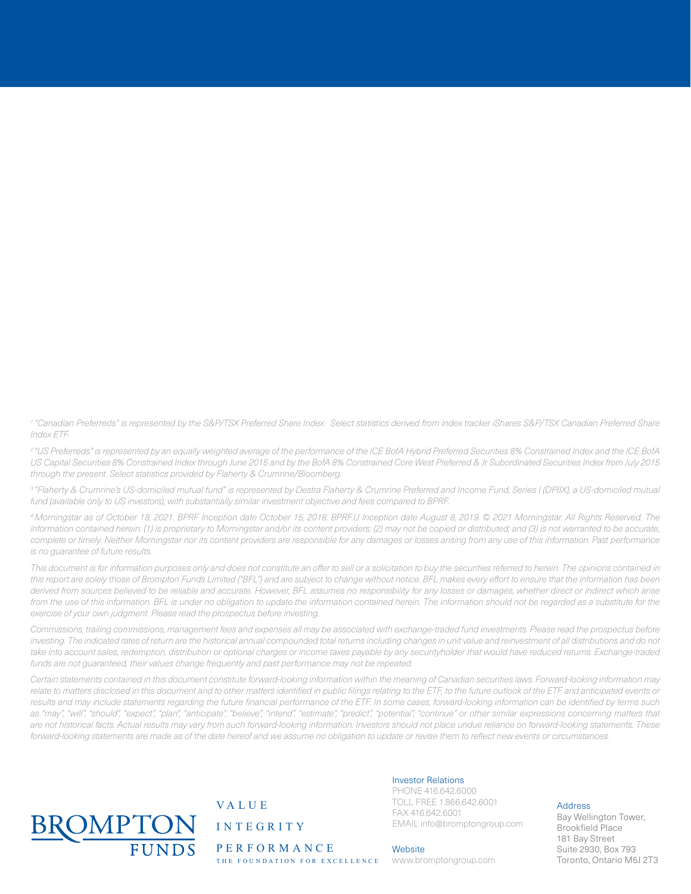[1] "Canadian Preferreds" is represented by the S&P/TSX Preferred Share Index. Select statistics derived from index tracker iShares S&P/TSX Canadian Preferred Share Index ETF.

[2] "US Preferreds" is represented by an equally weighted average of the performance of the ICE BofA Hybrid Preferred Securities 8% Constrained Index and the ICE BofA US Capital Securities 8% Constrained Index through June 2015 and by the BofA 8% Constrained Core West Preferred & Jr Subordinated Securities Index from July 2015 through the present. Select statistics provided by Flaherty & Crumrine/Bloomberg.

[3] "Flaherty & Crumrine's US-domiciled mutual fund" is represented by Destra Flaherty & Crumrine Preferred and Income Fund, Series I (DPIIX), a US-domiciled mutual fund (available only to US investors), with substantially similar investment objective and fees compared to BPRF.

[4] Morningstar as of October 18, 2021. BPRF Inception date October 15, 2018. BPRF.U Inception date August 8, 2019. © 2021 Morningstar. All Rights Reserved. The information contained herein: (1) is proprietary to Morningstar and/or its content providers; (2) may not be copied or distributed; and (3) is not warranted to be accurate, complete or timely. Neither Morningstar nor its content providers are responsible for any damages or losses arising from any use of this information. Past performance is no guarantee of future results.

*This document is for information purposes only and does not constitute an offer to sell or a solicitation to buy the securities referred to herein. The opinions contained in this report are solely those of Brompton Funds Limited ("BFL") and are subject to change without notice. BFL makes every effort to ensure that the information has been derived from sources believed to be reliable and accurate. However, BFL assumes no responsibility for any losses or damages, whether direct or indirect which arise from the use of this information. BFL is under no obligation to update the information contained herein. The information should not be regarded as a substitute for the exercise of your own judgment. Please read the prospectus before investing.*

*Commissions, trailing commissions, management fees and expenses all may be associated with exchange-traded fund investments. Please read the prospectus before investing. The indicated rates of return are the historical annual compounded total returns including changes in unit value and reinvestment of all distributions and do not take into account sales, redemption, distribution or optional charges or income taxes payable by any securityholder that would have reduced returns. Exchange-traded funds are not guaranteed, their values change frequently and past performance may not be repeated.*

*Certain statements contained in this document constitute forward-looking information within the meaning of Canadian securities laws. Forward-looking information may relate to matters disclosed in this document and to other matters identified in public filings relating to the ETF, to the future outlook of the ETF and anticipated events or results and may include statements regarding the future financial performance of the ETF. In some cases, forward-looking information can be identified by terms such as "may", "will", "should", "expect", "plan", "anticipate", "believe", "intend", "estimate", "predict", "potential", "continue" or other similar expressions concerning matters that are not historical facts. Actual results may vary from such forward-looking information. Investors should not place undue reliance on forward-looking statements. These forward-looking statements are made as of the date hereof and we assume no obligation to update or revise them to reflect new events or circumstances.*

BROMPTON FUNDS

VALUE
INTEGRITY
PERFORMANCE
THE FOUNDATION FOR EXCELLENCE

**Investor Relations**
PHONE 416.642.6000
TOLL FREE 1.866.642.6001
FAX 416.642.6001
EMAIL info@bromptongroup.com

**Website**
www.bromptongroup.com

**Address**
Bay Wellington Tower,
Brookfield Place
181 Bay Street
Suite 2930, Box 793
Toronto, Ontario M5J 2T3